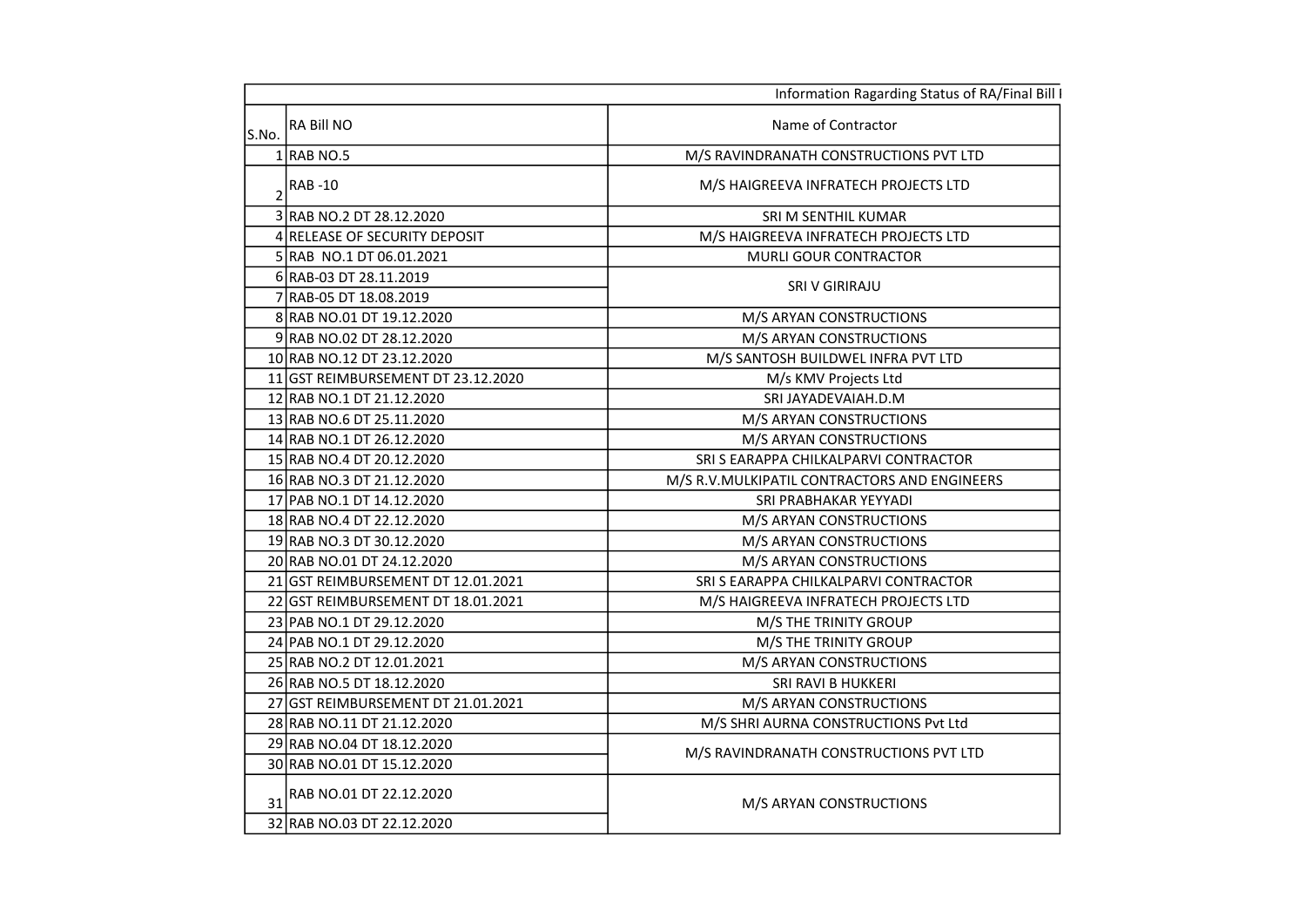Information Ragarding Status of RA/Final Bill I

| S.No. | RA Bill NO | Name of Contractor |
|---|---|---|
| 1 | RAB NO.5 | M/S RAVINDRANATH CONSTRUCTIONS PVT LTD |
| 2 | RAB -10 | M/S HAIGREEVA INFRATECH PROJECTS LTD |
| 3 | RAB NO.2 DT 28.12.2020 | SRI M SENTHIL KUMAR |
| 4 | RELEASE OF SECURITY DEPOSIT | M/S HAIGREEVA INFRATECH PROJECTS LTD |
| 5 | RAB NO.1 DT 06.01.2021 | MURLI GOUR CONTRACTOR |
| 6 | RAB-03 DT 28.11.2019 | SRI V GIRIRAJU |
| 7 | RAB-05 DT 18.08.2019 | |
| 8 | RAB NO.01 DT 19.12.2020 | M/S ARYAN CONSTRUCTIONS |
| 9 | RAB NO.02 DT 28.12.2020 | M/S ARYAN CONSTRUCTIONS |
| 10 | RAB NO.12 DT 23.12.2020 | M/S SANTOSH BUILDWEL INFRA PVT LTD |
| 11 | GST REIMBURSEMENT DT 23.12.2020 | M/s KMV Projects Ltd |
| 12 | RAB NO.1 DT 21.12.2020 | SRI JAYADEVAIAH.D.M |
| 13 | RAB NO.6 DT 25.11.2020 | M/S ARYAN CONSTRUCTIONS |
| 14 | RAB NO.1 DT 26.12.2020 | M/S ARYAN CONSTRUCTIONS |
| 15 | RAB NO.4 DT 20.12.2020 | SRI S EARAPPA CHILKALPARVI CONTRACTOR |
| 16 | RAB NO.3 DT 21.12.2020 | M/S R.V.MULKIPATIL CONTRACTORS AND ENGINEERS |
| 17 | PAB NO.1 DT 14.12.2020 | SRI PRABHAKAR YEYYADI |
| 18 | RAB NO.4 DT 22.12.2020 | M/S ARYAN CONSTRUCTIONS |
| 19 | RAB NO.3 DT 30.12.2020 | M/S ARYAN CONSTRUCTIONS |
| 20 | RAB NO.01 DT 24.12.2020 | M/S ARYAN CONSTRUCTIONS |
| 21 | GST REIMBURSEMENT DT 12.01.2021 | SRI S EARAPPA CHILKALPARVI CONTRACTOR |
| 22 | GST REIMBURSEMENT DT 18.01.2021 | M/S HAIGREEVA INFRATECH PROJECTS LTD |
| 23 | PAB NO.1 DT 29.12.2020 | M/S THE TRINITY GROUP |
| 24 | PAB NO.1 DT 29.12.2020 | M/S THE TRINITY GROUP |
| 25 | RAB NO.2 DT 12.01.2021 | M/S ARYAN CONSTRUCTIONS |
| 26 | RAB NO.5 DT 18.12.2020 | SRI RAVI B HUKKERI |
| 27 | GST REIMBURSEMENT DT 21.01.2021 | M/S ARYAN CONSTRUCTIONS |
| 28 | RAB NO.11 DT 21.12.2020 | M/S SHRI AURNA CONSTRUCTIONS Pvt Ltd |
| 29 | RAB NO.04 DT 18.12.2020 | M/S RAVINDRANATH CONSTRUCTIONS PVT LTD |
| 30 | RAB NO.01 DT 15.12.2020 | |
| 31 | RAB NO.01 DT 22.12.2020 | M/S ARYAN CONSTRUCTIONS |
| 32 | RAB NO.03 DT 22.12.2020 | |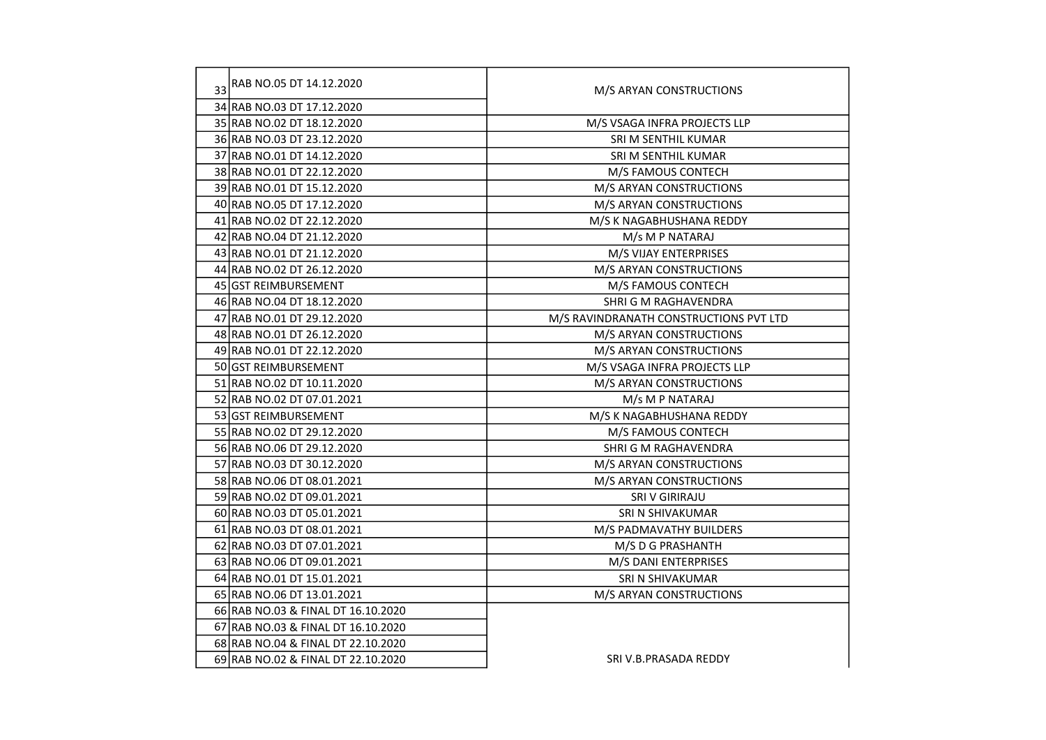| | | |
|---|---|---|
| 33 | RAB NO.05 DT 14.12.2020 | M/S ARYAN CONSTRUCTIONS |
| 34 | RAB NO.03 DT 17.12.2020 | |
| 35 | RAB NO.02 DT 18.12.2020 | M/S VSAGA INFRA PROJECTS LLP |
| 36 | RAB NO.03 DT 23.12.2020 | SRI M SENTHIL KUMAR |
| 37 | RAB NO.01 DT 14.12.2020 | SRI M SENTHIL KUMAR |
| 38 | RAB NO.01 DT 22.12.2020 | M/S FAMOUS CONTECH |
| 39 | RAB NO.01 DT 15.12.2020 | M/S ARYAN CONSTRUCTIONS |
| 40 | RAB NO.05 DT 17.12.2020 | M/S ARYAN CONSTRUCTIONS |
| 41 | RAB NO.02 DT 22.12.2020 | M/S K NAGABHUSHANA REDDY |
| 42 | RAB NO.04 DT 21.12.2020 | M/s M P NATARAJ |
| 43 | RAB NO.01 DT 21.12.2020 | M/S VIJAY ENTERPRISES |
| 44 | RAB NO.02 DT 26.12.2020 | M/S ARYAN CONSTRUCTIONS |
| 45 | GST REIMBURSEMENT | M/S FAMOUS CONTECH |
| 46 | RAB NO.04 DT 18.12.2020 | SHRI G M RAGHAVENDRA |
| 47 | RAB NO.01 DT 29.12.2020 | M/S RAVINDRANATH CONSTRUCTIONS PVT LTD |
| 48 | RAB NO.01 DT 26.12.2020 | M/S ARYAN CONSTRUCTIONS |
| 49 | RAB NO.01 DT 22.12.2020 | M/S ARYAN CONSTRUCTIONS |
| 50 | GST REIMBURSEMENT | M/S VSAGA INFRA PROJECTS LLP |
| 51 | RAB NO.02 DT 10.11.2020 | M/S ARYAN CONSTRUCTIONS |
| 52 | RAB NO.02 DT 07.01.2021 | M/s M P NATARAJ |
| 53 | GST REIMBURSEMENT | M/S K NAGABHUSHANA REDDY |
| 55 | RAB NO.02 DT 29.12.2020 | M/S FAMOUS CONTECH |
| 56 | RAB NO.06 DT 29.12.2020 | SHRI G M RAGHAVENDRA |
| 57 | RAB NO.03 DT 30.12.2020 | M/S ARYAN CONSTRUCTIONS |
| 58 | RAB NO.06 DT 08.01.2021 | M/S ARYAN CONSTRUCTIONS |
| 59 | RAB NO.02 DT 09.01.2021 | SRI V GIRIRAJU |
| 60 | RAB NO.03 DT 05.01.2021 | SRI N SHIVAKUMAR |
| 61 | RAB NO.03 DT 08.01.2021 | M/S PADMAVATHY BUILDERS |
| 62 | RAB NO.03 DT 07.01.2021 | M/S D G PRASHANTH |
| 63 | RAB NO.06 DT 09.01.2021 | M/S DANI ENTERPRISES |
| 64 | RAB NO.01 DT 15.01.2021 | SRI N SHIVAKUMAR |
| 65 | RAB NO.06 DT 13.01.2021 | M/S ARYAN CONSTRUCTIONS |
| 66 | RAB NO.03 & FINAL DT 16.10.2020 | |
| 67 | RAB NO.03 & FINAL DT 16.10.2020 | |
| 68 | RAB NO.04 & FINAL DT 22.10.2020 | |
| 69 | RAB NO.02 & FINAL DT 22.10.2020 | SRI V.B.PRASADA REDDY |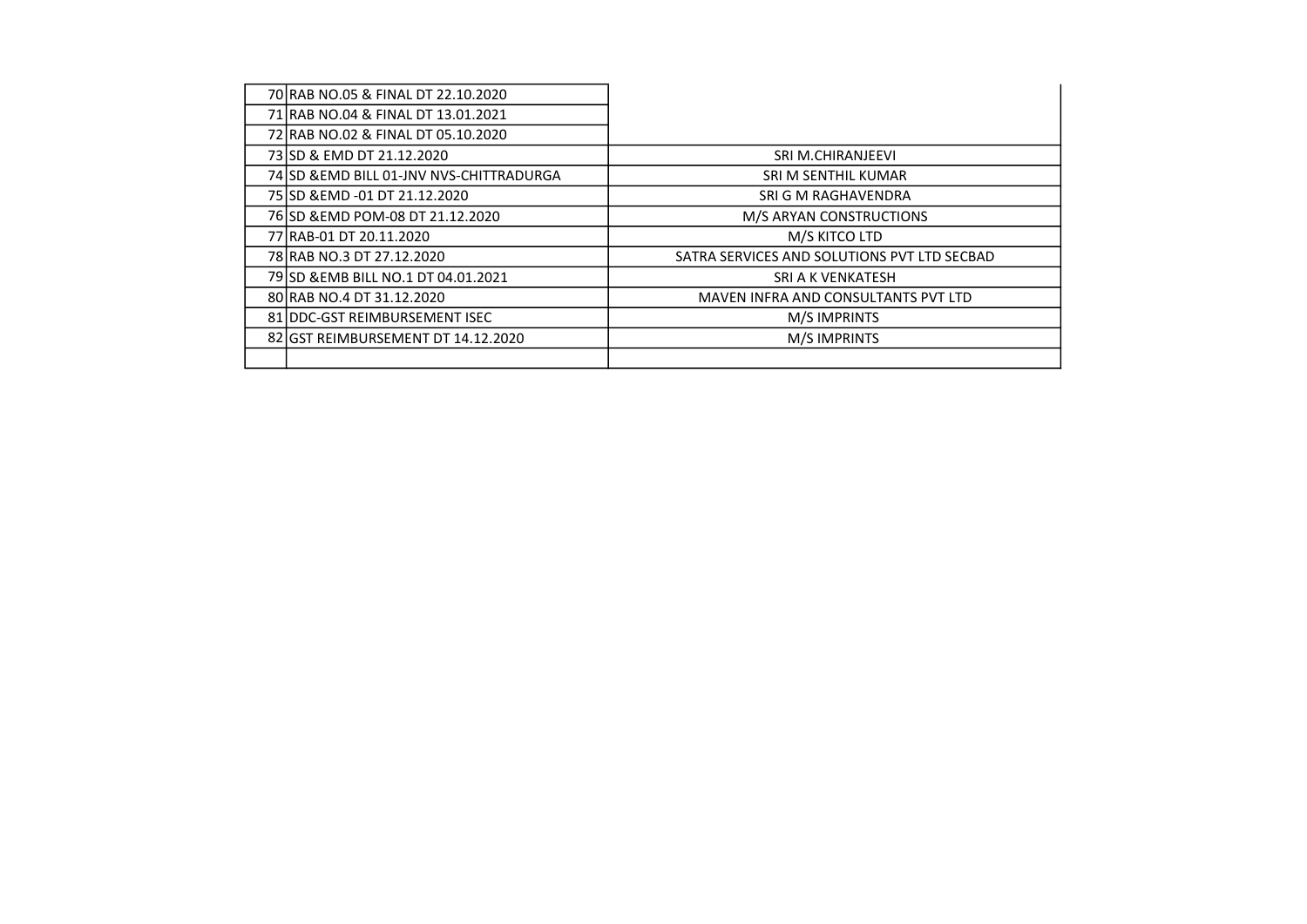| | | |
|---|---|---|
| 70 | RAB NO.05 & FINAL DT 22.10.2020 | |
| 71 | RAB NO.04 & FINAL DT 13.01.2021 | |
| 72 | RAB NO.02 & FINAL DT 05.10.2020 | |
| 73 | SD & EMD DT 21.12.2020 | SRI M.CHIRANJEEVI |
| 74 | SD &EMD BILL 01-JNV NVS-CHITTRADURGA | SRI M SENTHIL KUMAR |
| 75 | SD &EMD -01 DT 21.12.2020 | SRI G M RAGHAVENDRA |
| 76 | SD &EMD POM-08 DT 21.12.2020 | M/S ARYAN CONSTRUCTIONS |
| 77 | RAB-01 DT 20.11.2020 | M/S KITCO LTD |
| 78 | RAB NO.3 DT 27.12.2020 | SATRA SERVICES AND SOLUTIONS PVT LTD SECBAD |
| 79 | SD &EMB BILL NO.1 DT 04.01.2021 | SRI A K VENKATESH |
| 80 | RAB NO.4 DT 31.12.2020 | MAVEN INFRA AND CONSULTANTS PVT LTD |
| 81 | DDC-GST REIMBURSEMENT ISEC | M/S IMPRINTS |
| 82 | GST REIMBURSEMENT DT 14.12.2020 | M/S IMPRINTS |
| | | |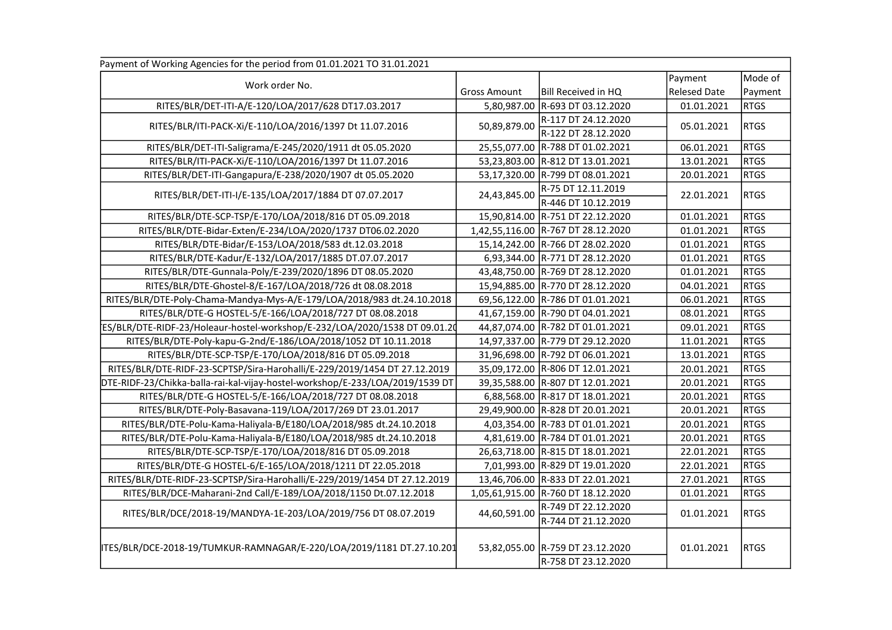| Payment of Working Agencies for the period from 01.01.2021 TO 31.01.2021 | | | | |
|---|---|---|---|---|
| Work order No. | Gross Amount | Bill Received in HQ | Payment Relesed Date | Mode of Payment |
| RITES/BLR/DET-ITI-A/E-120/LOA/2017/628 DT17.03.2017 | 5,80,987.00 | R-693 DT 03.12.2020 | 01.01.2021 | RTGS |
| RITES/BLR/ITI-PACK-Xi/E-110/LOA/2016/1397 Dt 11.07.2016 | 50,89,879.00 | R-117 DT 24.12.2020<br>R-122 DT 28.12.2020 | 05.01.2021 | RTGS |
| RITES/BLR/DET-ITI-Saligrama/E-245/2020/1911 dt 05.05.2020 | 25,55,077.00 | R-788 DT 01.02.2021 | 06.01.2021 | RTGS |
| RITES/BLR/ITI-PACK-Xi/E-110/LOA/2016/1397 Dt 11.07.2016 | 53,23,803.00 | R-812 DT 13.01.2021 | 13.01.2021 | RTGS |
| RITES/BLR/DET-ITI-Gangapura/E-238/2020/1907 dt 05.05.2020 | 53,17,320.00 | R-799 DT 08.01.2021 | 20.01.2021 | RTGS |
| RITES/BLR/DET-ITI-I/E-135/LOA/2017/1884 DT 07.07.2017 | 24,43,845.00 | R-75 DT 12.11.2019<br>R-446 DT 10.12.2019 | 22.01.2021 | RTGS |
| RITES/BLR/DTE-SCP-TSP/E-170/LOA/2018/816 DT 05.09.2018 | 15,90,814.00 | R-751 DT 22.12.2020 | 01.01.2021 | RTGS |
| RITES/BLR/DTE-Bidar-Exten/E-234/LOA/2020/1737 DT06.02.2020 | 1,42,55,116.00 | R-767 DT 28.12.2020 | 01.01.2021 | RTGS |
| RITES/BLR/DTE-Bidar/E-153/LOA/2018/583 dt.12.03.2018 | 15,14,242.00 | R-766 DT 28.02.2020 | 01.01.2021 | RTGS |
| RITES/BLR/DTE-Kadur/E-132/LOA/2017/1885 DT.07.07.2017 | 6,93,344.00 | R-771 DT 28.12.2020 | 01.01.2021 | RTGS |
| RITES/BLR/DTE-Gunnala-Poly/E-239/2020/1896 DT 08.05.2020 | 43,48,750.00 | R-769 DT 28.12.2020 | 01.01.2021 | RTGS |
| RITES/BLR/DTE-Ghostel-8/E-167/LOA/2018/726 dt 08.08.2018 | 15,94,885.00 | R-770 DT 28.12.2020 | 04.01.2021 | RTGS |
| RITES/BLR/DTE-Poly-Chama-Mandya-Mys-A/E-179/LOA/2018/983 dt.24.10.2018 | 69,56,122.00 | R-786 DT 01.01.2021 | 06.01.2021 | RTGS |
| RITES/BLR/DTE-G HOSTEL-5/E-166/LOA/2018/727 DT 08.08.2018 | 41,67,159.00 | R-790 DT 04.01.2021 | 08.01.2021 | RTGS |
| ES/BLR/DTE-RIDF-23/Holeaur-hostel-workshop/E-232/LOA/2020/1538 DT 09.01.20 | 44,87,074.00 | R-782 DT 01.01.2021 | 09.01.2021 | RTGS |
| RITES/BLR/DTE-Poly-kapu-G-2nd/E-186/LOA/2018/1052 DT 10.11.2018 | 14,97,337.00 | R-779 DT 29.12.2020 | 11.01.2021 | RTGS |
| RITES/BLR/DTE-SCP-TSP/E-170/LOA/2018/816 DT 05.09.2018 | 31,96,698.00 | R-792 DT 06.01.2021 | 13.01.2021 | RTGS |
| RITES/BLR/DTE-RIDF-23-SCPTSP/Sira-Harohalli/E-229/2019/1454 DT 27.12.2019 | 35,09,172.00 | R-806 DT 12.01.2021 | 20.01.2021 | RTGS |
| DTE-RIDF-23/Chikka-balla-rai-kal-vijay-hostel-workshop/E-233/LOA/2019/1539 DT | 39,35,588.00 | R-807 DT 12.01.2021 | 20.01.2021 | RTGS |
| RITES/BLR/DTE-G HOSTEL-5/E-166/LOA/2018/727 DT 08.08.2018 | 6,88,568.00 | R-817 DT 18.01.2021 | 20.01.2021 | RTGS |
| RITES/BLR/DTE-Poly-Basavana-119/LOA/2017/269 DT 23.01.2017 | 29,49,900.00 | R-828 DT 20.01.2021 | 20.01.2021 | RTGS |
| RITES/BLR/DTE-Polu-Kama-Haliyala-B/E180/LOA/2018/985 dt.24.10.2018 | 4,03,354.00 | R-783 DT 01.01.2021 | 20.01.2021 | RTGS |
| RITES/BLR/DTE-Polu-Kama-Haliyala-B/E180/LOA/2018/985 dt.24.10.2018 | 4,81,619.00 | R-784 DT 01.01.2021 | 20.01.2021 | RTGS |
| RITES/BLR/DTE-SCP-TSP/E-170/LOA/2018/816 DT 05.09.2018 | 26,63,718.00 | R-815 DT 18.01.2021 | 22.01.2021 | RTGS |
| RITES/BLR/DTE-G HOSTEL-6/E-165/LOA/2018/1211 DT 22.05.2018 | 7,01,993.00 | R-829 DT 19.01.2020 | 22.01.2021 | RTGS |
| RITES/BLR/DTE-RIDF-23-SCPTSP/Sira-Harohalli/E-229/2019/1454 DT 27.12.2019 | 13,46,706.00 | R-833 DT 22.01.2021 | 27.01.2021 | RTGS |
| RITES/BLR/DCE-Maharani-2nd Call/E-189/LOA/2018/1150 Dt.07.12.2018 | 1,05,61,915.00 | R-760 DT 18.12.2020 | 01.01.2021 | RTGS |
| RITES/BLR/DCE/2018-19/MANDYA-1E-203/LOA/2019/756 DT 08.07.2019 | 44,60,591.00 | R-749 DT 22.12.2020<br>R-744 DT 21.12.2020 | 01.01.2021 | RTGS |
| ITES/BLR/DCE-2018-19/TUMKUR-RAMNAGAR/E-220/LOA/2019/1181 DT.27.10.201 | 53,82,055.00 | R-759 DT 23.12.2020<br>R-758 DT 23.12.2020 | 01.01.2021 | RTGS |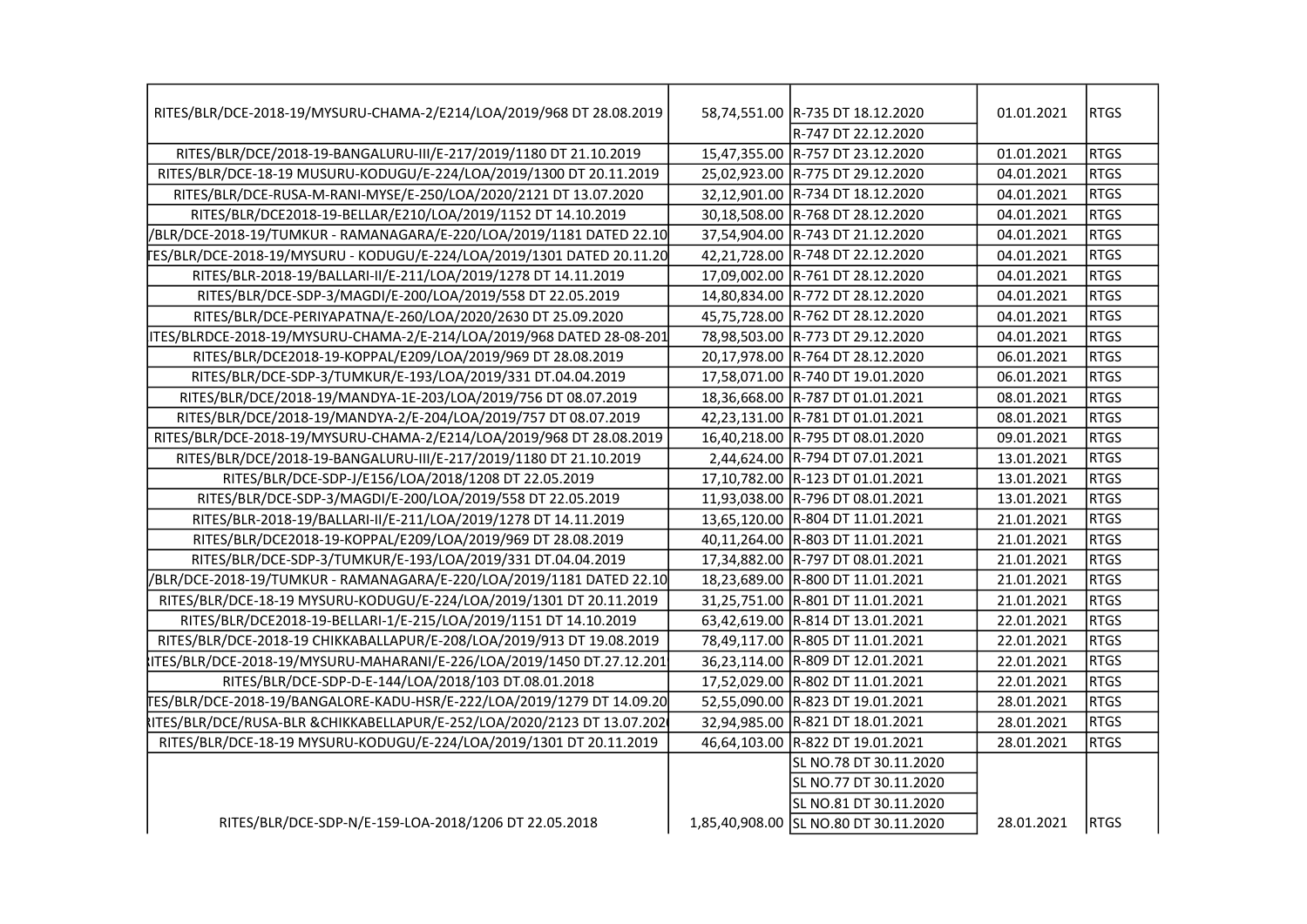| | | | | |
|---|---|---|---|---|
| RITES/BLR/DCE-2018-19/MYSURU-CHAMA-2/E214/LOA/2019/968 DT 28.08.2019 | 58,74,551.00 | R-735 DT 18.12.2020<br>R-747 DT 22.12.2020 | 01.01.2021 | RTGS |
| RITES/BLR/DCE/2018-19-BANGALURU-III/E-217/2019/1180 DT 21.10.2019 | 15,47,355.00 | R-757 DT 23.12.2020 | 01.01.2021 | RTGS |
| RITES/BLR/DCE-18-19 MUSURU-KODUGU/E-224/LOA/2019/1300 DT 20.11.2019 | 25,02,923.00 | R-775 DT 29.12.2020 | 04.01.2021 | RTGS |
| RITES/BLR/DCE-RUSA-M-RANI-MYSE/E-250/LOA/2020/2121 DT 13.07.2020 | 32,12,901.00 | R-734 DT 18.12.2020 | 04.01.2021 | RTGS |
| RITES/BLR/DCE2018-19-BELLAR/E210/LOA/2019/1152 DT 14.10.2019 | 30,18,508.00 | R-768 DT 28.12.2020 | 04.01.2021 | RTGS |
| /BLR/DCE-2018-19/TUMKUR - RAMANAGARA/E-220/LOA/2019/1181 DATED 22.10 | 37,54,904.00 | R-743 DT 21.12.2020 | 04.01.2021 | RTGS |
| TES/BLR/DCE-2018-19/MYSURU - KODUGU/E-224/LOA/2019/1301 DATED 20.11.20 | 42,21,728.00 | R-748 DT 22.12.2020 | 04.01.2021 | RTGS |
| RITES/BLR-2018-19/BALLARI-II/E-211/LOA/2019/1278 DT 14.11.2019 | 17,09,002.00 | R-761 DT 28.12.2020 | 04.01.2021 | RTGS |
| RITES/BLR/DCE-SDP-3/MAGDI/E-200/LOA/2019/558 DT 22.05.2019 | 14,80,834.00 | R-772 DT 28.12.2020 | 04.01.2021 | RTGS |
| RITES/BLR/DCE-PERIYAPATNA/E-260/LOA/2020/2630 DT 25.09.2020 | 45,75,728.00 | R-762 DT 28.12.2020 | 04.01.2021 | RTGS |
| ITES/BLRDCE-2018-19/MYSURU-CHAMA-2/E-214/LOA/2019/968 DATED 28-08-201 | 78,98,503.00 | R-773 DT 29.12.2020 | 04.01.2021 | RTGS |
| RITES/BLR/DCE2018-19-KOPPAL/E209/LOA/2019/969 DT 28.08.2019 | 20,17,978.00 | R-764 DT 28.12.2020 | 06.01.2021 | RTGS |
| RITES/BLR/DCE-SDP-3/TUMKUR/E-193/LOA/2019/331 DT.04.04.2019 | 17,58,071.00 | R-740 DT 19.01.2020 | 06.01.2021 | RTGS |
| RITES/BLR/DCE/2018-19/MANDYA-1E-203/LOA/2019/756 DT 08.07.2019 | 18,36,668.00 | R-787 DT 01.01.2021 | 08.01.2021 | RTGS |
| RITES/BLR/DCE/2018-19/MANDYA-2/E-204/LOA/2019/757 DT 08.07.2019 | 42,23,131.00 | R-781 DT 01.01.2021 | 08.01.2021 | RTGS |
| RITES/BLR/DCE-2018-19/MYSURU-CHAMA-2/E214/LOA/2019/968 DT 28.08.2019 | 16,40,218.00 | R-795 DT 08.01.2020 | 09.01.2021 | RTGS |
| RITES/BLR/DCE/2018-19-BANGALURU-III/E-217/2019/1180 DT 21.10.2019 | 2,44,624.00 | R-794 DT 07.01.2021 | 13.01.2021 | RTGS |
| RITES/BLR/DCE-SDP-J/E156/LOA/2018/1208 DT 22.05.2019 | 17,10,782.00 | R-123 DT 01.01.2021 | 13.01.2021 | RTGS |
| RITES/BLR/DCE-SDP-3/MAGDI/E-200/LOA/2019/558 DT 22.05.2019 | 11,93,038.00 | R-796 DT 08.01.2021 | 13.01.2021 | RTGS |
| RITES/BLR-2018-19/BALLARI-II/E-211/LOA/2019/1278 DT 14.11.2019 | 13,65,120.00 | R-804 DT 11.01.2021 | 21.01.2021 | RTGS |
| RITES/BLR/DCE2018-19-KOPPAL/E209/LOA/2019/969 DT 28.08.2019 | 40,11,264.00 | R-803 DT 11.01.2021 | 21.01.2021 | RTGS |
| RITES/BLR/DCE-SDP-3/TUMKUR/E-193/LOA/2019/331 DT.04.04.2019 | 17,34,882.00 | R-797 DT 08.01.2021 | 21.01.2021 | RTGS |
| /BLR/DCE-2018-19/TUMKUR - RAMANAGARA/E-220/LOA/2019/1181 DATED 22.10 | 18,23,689.00 | R-800 DT 11.01.2021 | 21.01.2021 | RTGS |
| RITES/BLR/DCE-18-19 MYSURU-KODUGU/E-224/LOA/2019/1301 DT 20.11.2019 | 31,25,751.00 | R-801 DT 11.01.2021 | 21.01.2021 | RTGS |
| RITES/BLR/DCE2018-19-BELLARI-1/E-215/LOA/2019/1151 DT 14.10.2019 | 63,42,619.00 | R-814 DT 13.01.2021 | 22.01.2021 | RTGS |
| RITES/BLR/DCE-2018-19 CHIKKABALLAPUR/E-208/LOA/2019/913 DT 19.08.2019 | 78,49,117.00 | R-805 DT 11.01.2021 | 22.01.2021 | RTGS |
| ITES/BLR/DCE-2018-19/MYSURU-MAHARANI/E-226/LOA/2019/1450 DT.27.12.201 | 36,23,114.00 | R-809 DT 12.01.2021 | 22.01.2021 | RTGS |
| RITES/BLR/DCE-SDP-D-E-144/LOA/2018/103 DT.08.01.2018 | 17,52,029.00 | R-802 DT 11.01.2021 | 22.01.2021 | RTGS |
| TES/BLR/DCE-2018-19/BANGALORE-KADU-HSR/E-222/LOA/2019/1279 DT 14.09.20 | 52,55,090.00 | R-823 DT 19.01.2021 | 28.01.2021 | RTGS |
| ITES/BLR/DCE/RUSA-BLR &CHIKKABELLAPUR/E-252/LOA/2020/2123 DT 13.07.202 | 32,94,985.00 | R-821 DT 18.01.2021 | 28.01.2021 | RTGS |
| RITES/BLR/DCE-18-19 MYSURU-KODUGU/E-224/LOA/2019/1301 DT 20.11.2019 | 46,64,103.00 | R-822 DT 19.01.2021 | 28.01.2021 | RTGS |
| RITES/BLR/DCE-SDP-N/E-159-LOA-2018/1206 DT 22.05.2018 | 1,85,40,908.00 | SL NO.78 DT 30.11.2020<br>SL NO.77 DT 30.11.2020<br>SL NO.81 DT 30.11.2020<br>SL NO.80 DT 30.11.2020 | 28.01.2021 | RTGS |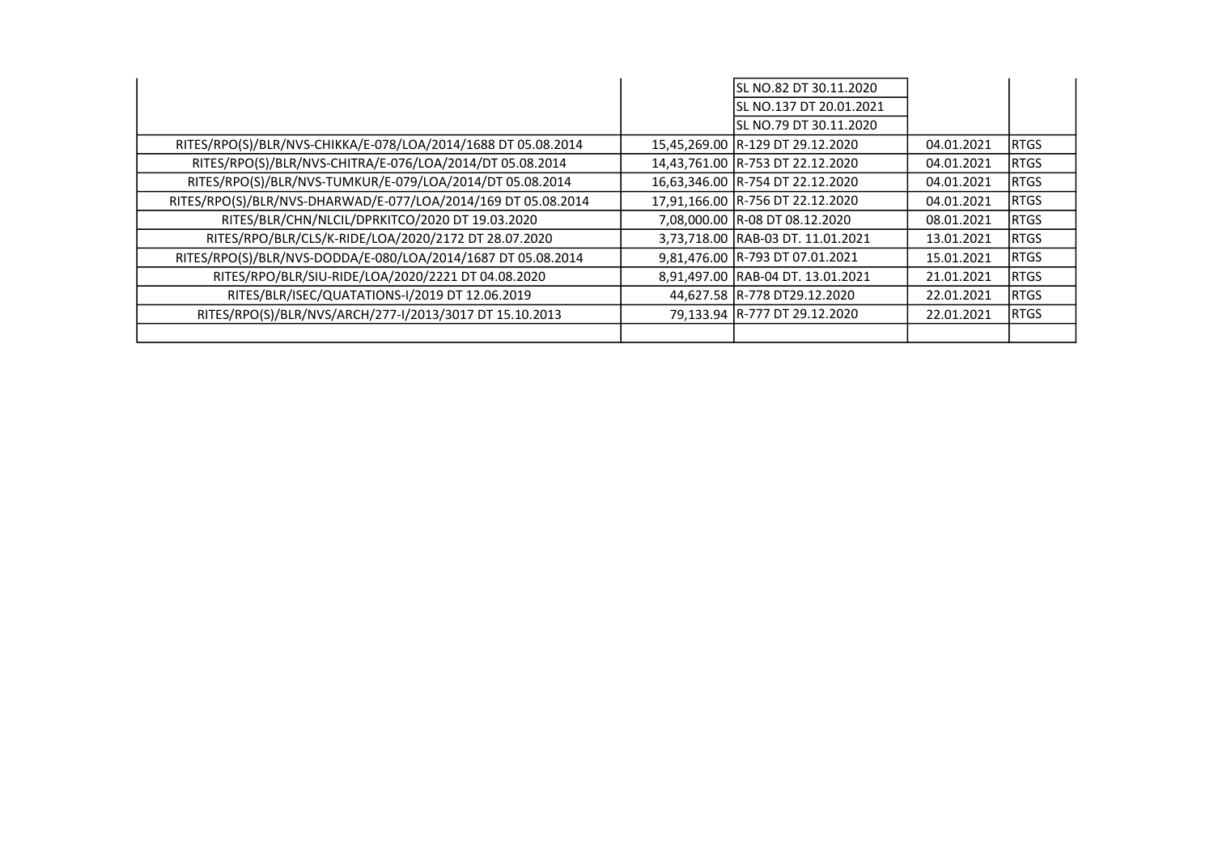| | | | | |
|---|---|---|---|---|
| | | SL NO.82 DT 30.11.2020 | | |
| | | SL NO.137 DT 20.01.2021 | | |
| | | SL NO.79 DT 30.11.2020 | | |
| RITES/RPO(S)/BLR/NVS-CHIKKA/E-078/LOA/2014/1688 DT 05.08.2014 | 15,45,269.00 | R-129 DT 29.12.2020 | 04.01.2021 | RTGS |
| RITES/RPO(S)/BLR/NVS-CHITRA/E-076/LOA/2014/DT 05.08.2014 | 14,43,761.00 | R-753 DT 22.12.2020 | 04.01.2021 | RTGS |
| RITES/RPO(S)/BLR/NVS-TUMKUR/E-079/LOA/2014/DT 05.08.2014 | 16,63,346.00 | R-754 DT 22.12.2020 | 04.01.2021 | RTGS |
| RITES/RPO(S)/BLR/NVS-DHARWAD/E-077/LOA/2014/169 DT 05.08.2014 | 17,91,166.00 | R-756 DT 22.12.2020 | 04.01.2021 | RTGS |
| RITES/BLR/CHN/NLCIL/DPRKITCO/2020 DT 19.03.2020 | 7,08,000.00 | R-08 DT 08.12.2020 | 08.01.2021 | RTGS |
| RITES/RPO/BLR/CLS/K-RIDE/LOA/2020/2172 DT 28.07.2020 | 3,73,718.00 | RAB-03 DT. 11.01.2021 | 13.01.2021 | RTGS |
| RITES/RPO(S)/BLR/NVS-DODDA/E-080/LOA/2014/1687 DT 05.08.2014 | 9,81,476.00 | R-793 DT 07.01.2021 | 15.01.2021 | RTGS |
| RITES/RPO/BLR/SIU-RIDE/LOA/2020/2221 DT 04.08.2020 | 8,91,497.00 | RAB-04 DT. 13.01.2021 | 21.01.2021 | RTGS |
| RITES/BLR/ISEC/QUATATIONS-I/2019 DT 12.06.2019 | 44,627.58 | R-778 DT29.12.2020 | 22.01.2021 | RTGS |
| RITES/RPO(S)/BLR/NVS/ARCH/277-I/2013/3017 DT 15.10.2013 | 79,133.94 | R-777 DT 29.12.2020 | 22.01.2021 | RTGS |
| | | | | |